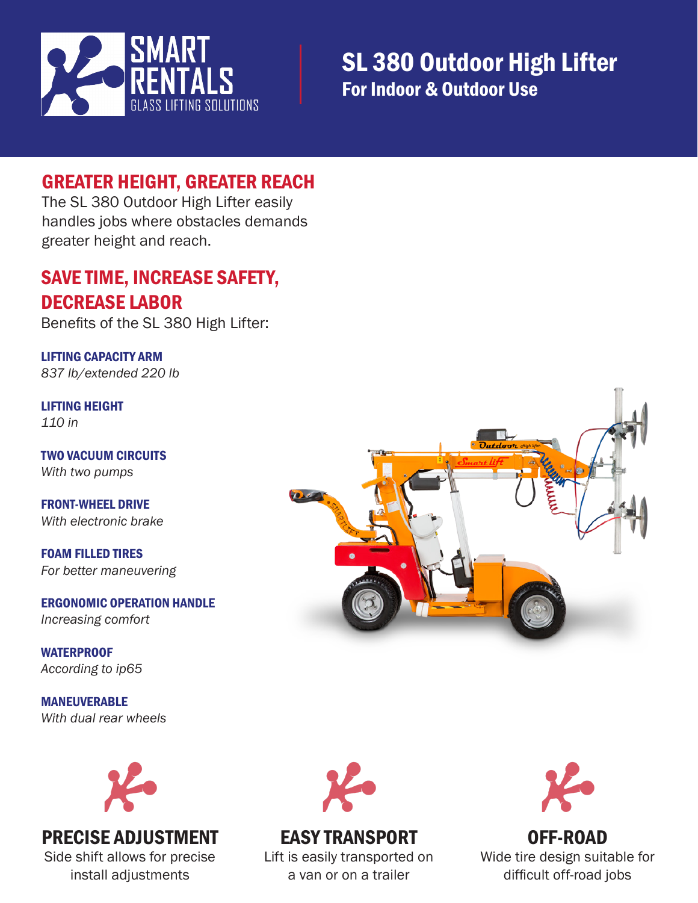SMART RENTALS
GLASS LIFTING SOLUTIONS

# SL 380 Outdoor High Lifter

**For Indoor & Outdoor Use**

## GREATER HEIGHT, GREATER REACH

The SL 380 Outdoor High Lifter easily handles jobs where obstacles demands greater height and reach.

## SAVE TIME, INCREASE SAFETY, DECREASE LABOR

Benefits of the SL 380 High Lifter:

**LIFTING CAPACITY ARM**
*837 lb/extended 220 lb*

**LIFTING HEIGHT**
*110 in*

**TWO VACUUM CIRCUITS**
*With two pumps*

**FRONT-WHEEL DRIVE**
*With electronic brake*

**FOAM FILLED TIRES**
*For better maneuvering*

**ERGONOMIC OPERATION HANDLE**
*Increasing comfort*

**WATERPROOF**
*According to ip65*

**MANEUVERABLE**
*With dual rear wheels*

### PRECISE ADJUSTMENT

Side shift allows for precise install adjustments

### EASY TRANSPORT

Lift is easily transported on a van or on a trailer

### OFF-ROAD

Wide tire design suitable for difficult off-road jobs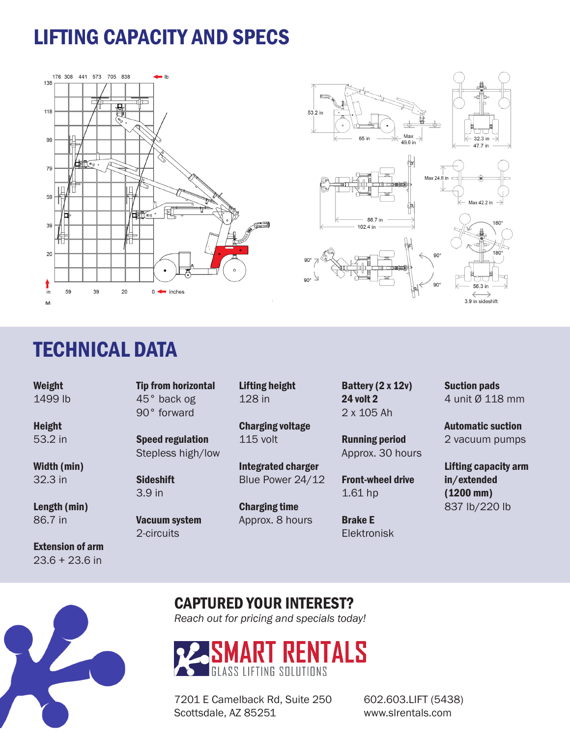# LIFTING CAPACITY AND SPECS

176 308 441 573 705 838 lb

138
118
99
79
59
39
20

in 59 39 20 0 inches

M

53.2 in
65 in
Max 49.6 in
32.3 in
47.7 in
Max 24.8 in
Max 42.2 in
86.7 in
102.4 in
180°
180°
90°
90°
90°
90°
56.3 in
3.9 in sideshift

# TECHNICAL DATA

**Weight**
1499 lb

**Height**
53.2 in

**Width (min)**
32.3 in

**Length (min)**
86.7 in

**Extension of arm**
23.6 + 23.6 in

**Tip from horizontal**
45° back og
90° forward

**Speed regulation**
Stepless high/low

**Sideshift**
3.9 in

**Vacuum system**
2-circuits

**Lifting height**
128 in

**Charging voltage**
115 volt

**Integrated charger**
Blue Power 24/12

**Charging time**
Approx. 8 hours

**Battery (2 x 12v)**
**24 volt 2**
2 x 105 Ah

**Running period**
Approx. 30 hours

**Front-wheel drive**
1.61 hp

**Brake E**
Elektronisk

**Suction pads**
4 unit Ø 118 mm

**Automatic suction**
2 vacuum pumps

**Lifting capacity arm in/extended (1200 mm)**
837 lb/220 lb

## CAPTURED YOUR INTEREST?

*Reach out for pricing and specials today!*

SMART RENTALS
GLASS LIFTING SOLUTIONS

7201 E Camelback Rd, Suite 250
Scottsdale, AZ 85251

602.603.LIFT (5438)
www.slrentals.com